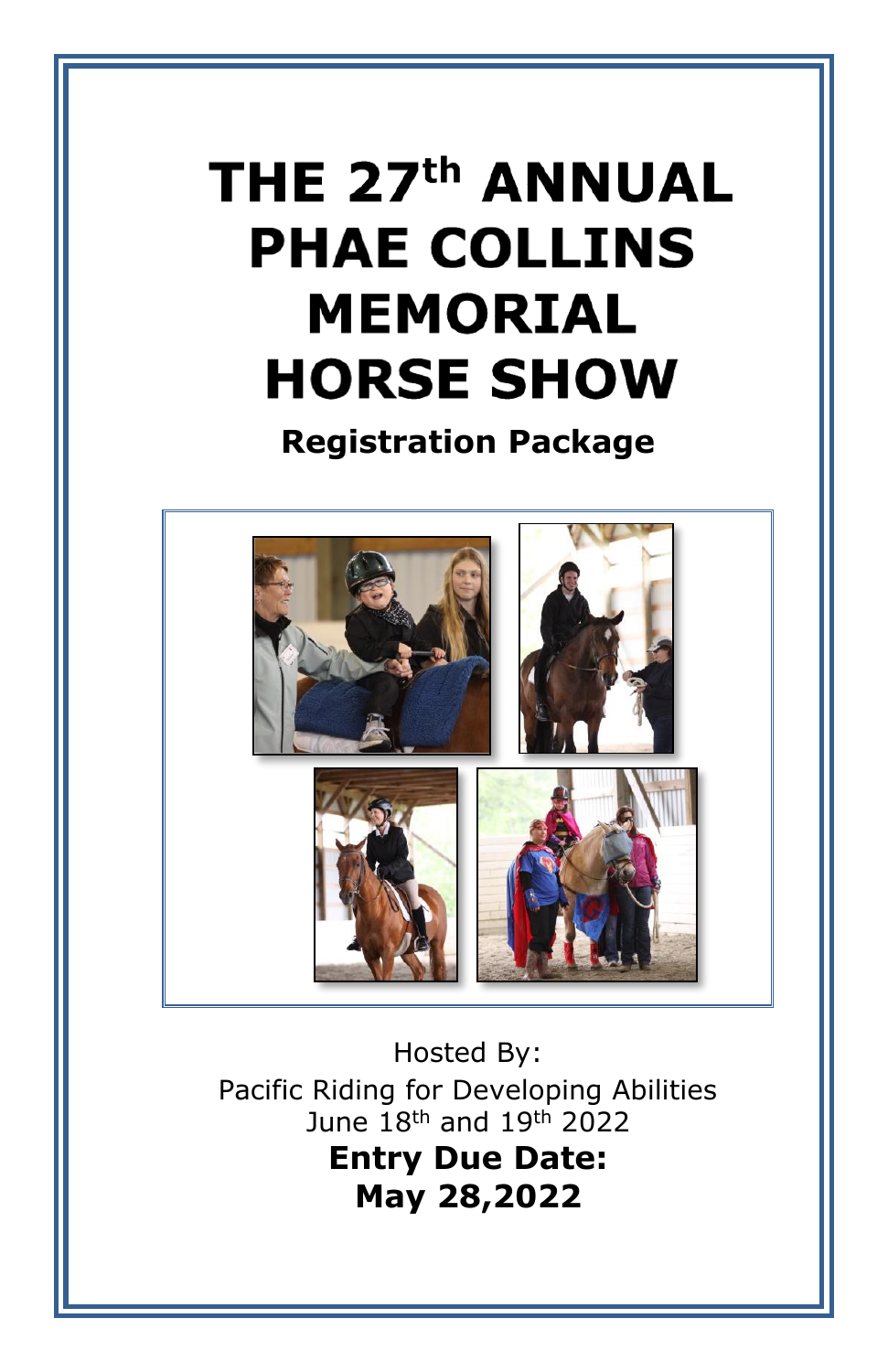# THE 27th ANNUAL PHAE COLLINS MEMORIAL HORSE SHOW

## Registration Package

Hosted By:
Pacific Riding for Developing Abilities
June 18th and 19th 2022

**Entry Due Date:**
**May 28,2022**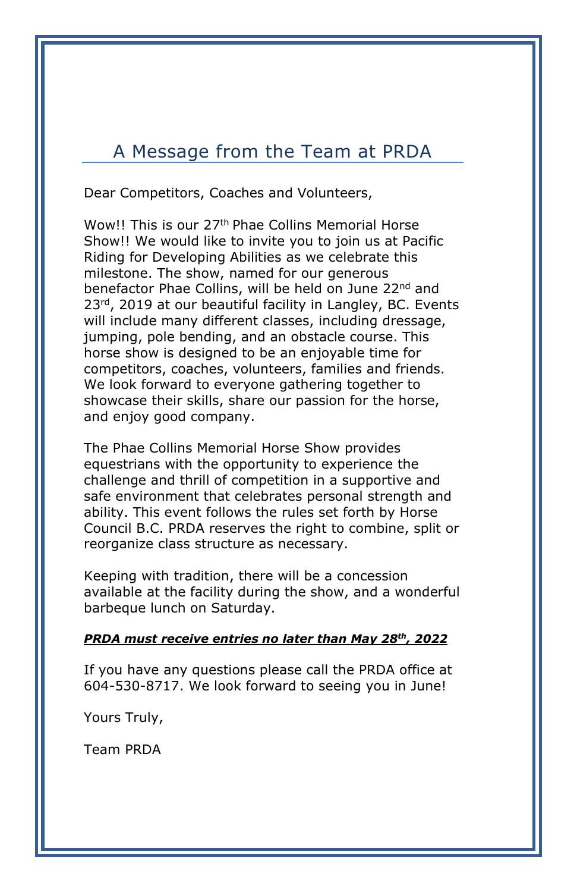## A Message from the Team at PRDA

Dear Competitors, Coaches and Volunteers,

Wow!! This is our 27th Phae Collins Memorial Horse Show!! We would like to invite you to join us at Pacific Riding for Developing Abilities as we celebrate this milestone. The show, named for our generous benefactor Phae Collins, will be held on June 22nd and 23rd, 2019 at our beautiful facility in Langley, BC. Events will include many different classes, including dressage, jumping, pole bending, and an obstacle course. This horse show is designed to be an enjoyable time for competitors, coaches, volunteers, families and friends. We look forward to everyone gathering together to showcase their skills, share our passion for the horse, and enjoy good company.

The Phae Collins Memorial Horse Show provides equestrians with the opportunity to experience the challenge and thrill of competition in a supportive and safe environment that celebrates personal strength and ability. This event follows the rules set forth by Horse Council B.C. PRDA reserves the right to combine, split or reorganize class structure as necessary.

Keeping with tradition, there will be a concession available at the facility during the show, and a wonderful barbeque lunch on Saturday.

***<u>PRDA must receive entries no later than May 28th, 2022</u>***

If you have any questions please call the PRDA office at 604-530-8717. We look forward to seeing you in June!

Yours Truly,

Team PRDA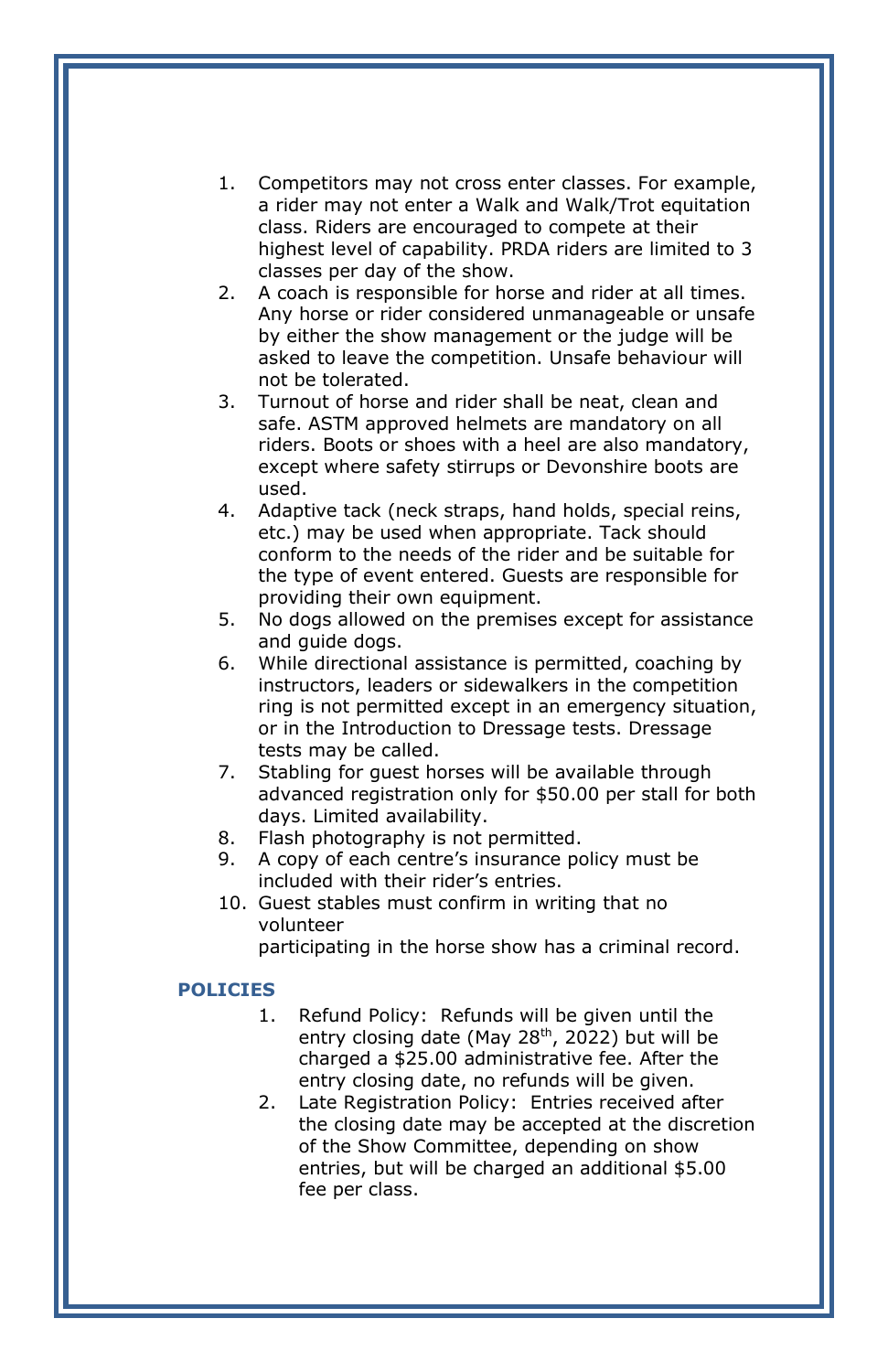1. Competitors may not cross enter classes. For example, a rider may not enter a Walk and Walk/Trot equitation class. Riders are encouraged to compete at their highest level of capability. PRDA riders are limited to 3 classes per day of the show.
2. A coach is responsible for horse and rider at all times. Any horse or rider considered unmanageable or unsafe by either the show management or the judge will be asked to leave the competition. Unsafe behaviour will not be tolerated.
3. Turnout of horse and rider shall be neat, clean and safe. ASTM approved helmets are mandatory on all riders. Boots or shoes with a heel are also mandatory, except where safety stirrups or Devonshire boots are used.
4. Adaptive tack (neck straps, hand holds, special reins, etc.) may be used when appropriate. Tack should conform to the needs of the rider and be suitable for the type of event entered. Guests are responsible for providing their own equipment.
5. No dogs allowed on the premises except for assistance and guide dogs.
6. While directional assistance is permitted, coaching by instructors, leaders or sidewalkers in the competition ring is not permitted except in an emergency situation, or in the Introduction to Dressage tests. Dressage tests may be called.
7. Stabling for guest horses will be available through advanced registration only for $50.00 per stall for both days. Limited availability.
8. Flash photography is not permitted.
9. A copy of each centre's insurance policy must be included with their rider's entries.
10. Guest stables must confirm in writing that no volunteer participating in the horse show has a criminal record.

**POLICIES**

1. Refund Policy: Refunds will be given until the entry closing date (May 28th, 2022) but will be charged a $25.00 administrative fee. After the entry closing date, no refunds will be given.
2. Late Registration Policy: Entries received after the closing date may be accepted at the discretion of the Show Committee, depending on show entries, but will be charged an additional $5.00 fee per class.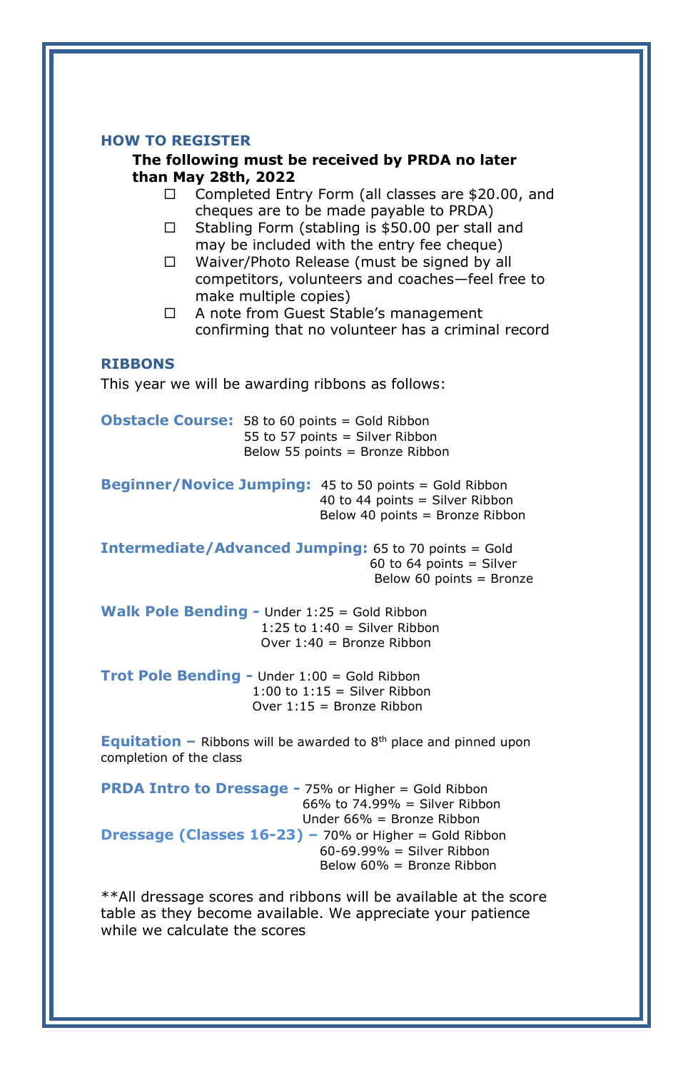## HOW TO REGISTER

**The following must be received by PRDA no later than May 28th, 2022**

- ☐ Completed Entry Form (all classes are $20.00, and cheques are to be made payable to PRDA)
- ☐ Stabling Form (stabling is $50.00 per stall and may be included with the entry fee cheque)
- ☐ Waiver/Photo Release (must be signed by all competitors, volunteers and coaches—feel free to make multiple copies)
- ☐ A note from Guest Stable's management confirming that no volunteer has a criminal record

## RIBBONS

This year we will be awarding ribbons as follows:

**Obstacle Course:** 58 to 60 points = Gold Ribbon
55 to 57 points = Silver Ribbon
Below 55 points = Bronze Ribbon

**Beginner/Novice Jumping:** 45 to 50 points = Gold Ribbon
40 to 44 points = Silver Ribbon
Below 40 points = Bronze Ribbon

**Intermediate/Advanced Jumping:** 65 to 70 points = Gold
60 to 64 points = Silver
Below 60 points = Bronze

**Walk Pole Bending -** Under 1:25 = Gold Ribbon
1:25 to 1:40 = Silver Ribbon
Over 1:40 = Bronze Ribbon

**Trot Pole Bending -** Under 1:00 = Gold Ribbon
1:00 to 1:15 = Silver Ribbon
Over 1:15 = Bronze Ribbon

**Equitation –** Ribbons will be awarded to 8th place and pinned upon completion of the class

**PRDA Intro to Dressage -** 75% or Higher = Gold Ribbon
66% to 74.99% = Silver Ribbon
Under 66% = Bronze Ribbon

**Dressage (Classes 16-23) –** 70% or Higher = Gold Ribbon
60-69.99% = Silver Ribbon
Below 60% = Bronze Ribbon

**All dressage scores and ribbons will be available at the score table as they become available. We appreciate your patience while we calculate the scores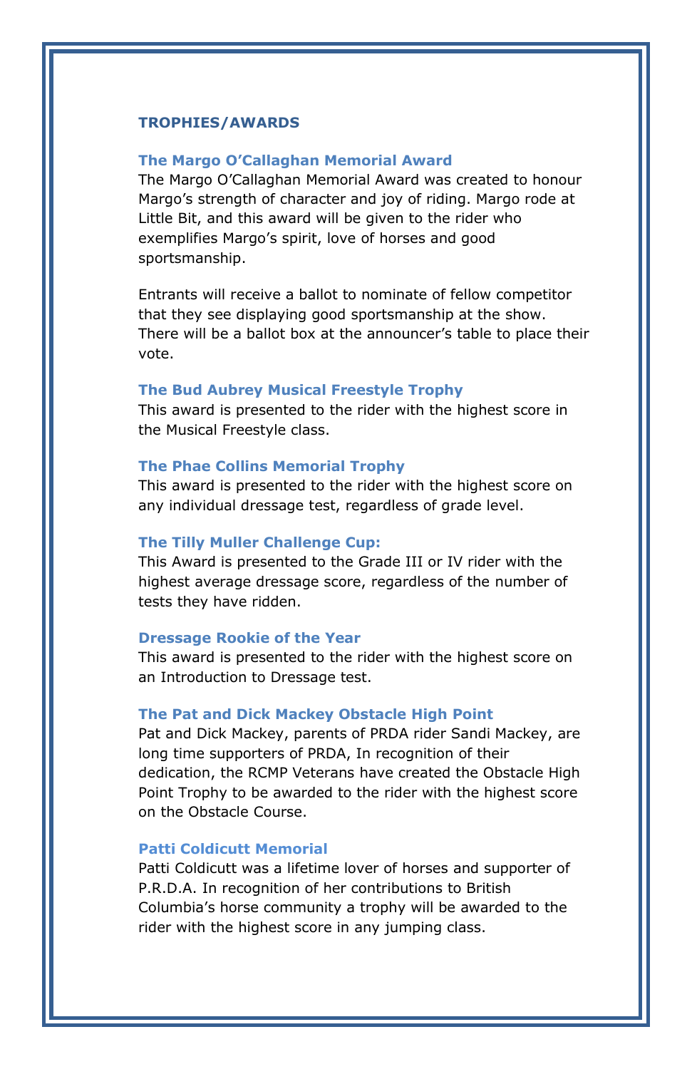## TROPHIES/AWARDS

### The Margo O'Callaghan Memorial Award

The Margo O'Callaghan Memorial Award was created to honour Margo's strength of character and joy of riding. Margo rode at Little Bit, and this award will be given to the rider who exemplifies Margo's spirit, love of horses and good sportsmanship.

Entrants will receive a ballot to nominate of fellow competitor that they see displaying good sportsmanship at the show. There will be a ballot box at the announcer's table to place their vote.

### The Bud Aubrey Musical Freestyle Trophy

This award is presented to the rider with the highest score in the Musical Freestyle class.

### The Phae Collins Memorial Trophy

This award is presented to the rider with the highest score on any individual dressage test, regardless of grade level.

### The Tilly Muller Challenge Cup:

This Award is presented to the Grade III or IV rider with the highest average dressage score, regardless of the number of tests they have ridden.

### Dressage Rookie of the Year

This award is presented to the rider with the highest score on an Introduction to Dressage test.

### The Pat and Dick Mackey Obstacle High Point

Pat and Dick Mackey, parents of PRDA rider Sandi Mackey, are long time supporters of PRDA, In recognition of their dedication, the RCMP Veterans have created the Obstacle High Point Trophy to be awarded to the rider with the highest score on the Obstacle Course.

### Patti Coldicutt Memorial

Patti Coldicutt was a lifetime lover of horses and supporter of P.R.D.A. In recognition of her contributions to British Columbia's horse community a trophy will be awarded to the rider with the highest score in any jumping class.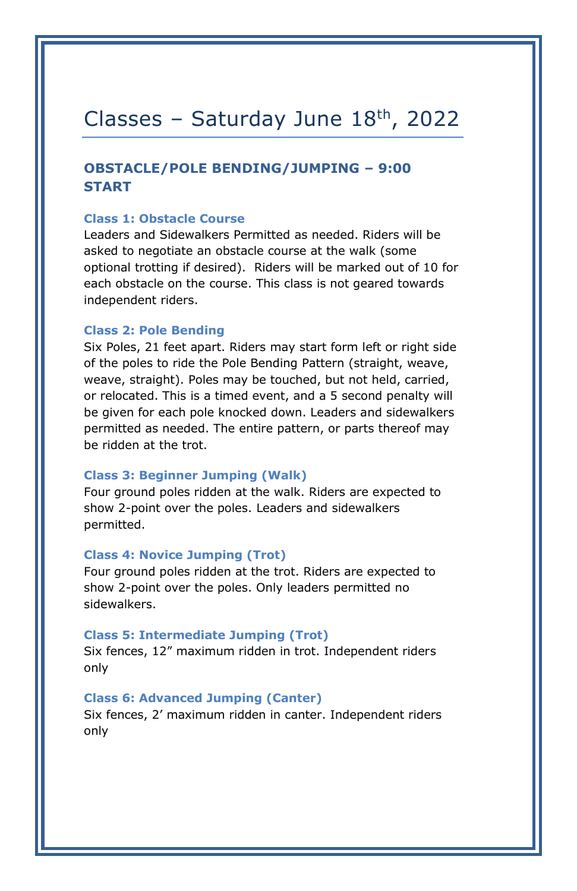# Classes – Saturday June 18th, 2022

## OBSTACLE/POLE BENDING/JUMPING – 9:00 START

### Class 1: Obstacle Course

Leaders and Sidewalkers Permitted as needed. Riders will be asked to negotiate an obstacle course at the walk (some optional trotting if desired). Riders will be marked out of 10 for each obstacle on the course. This class is not geared towards independent riders.

### Class 2: Pole Bending

Six Poles, 21 feet apart. Riders may start form left or right side of the poles to ride the Pole Bending Pattern (straight, weave, weave, straight). Poles may be touched, but not held, carried, or relocated. This is a timed event, and a 5 second penalty will be given for each pole knocked down. Leaders and sidewalkers permitted as needed. The entire pattern, or parts thereof may be ridden at the trot.

### Class 3: Beginner Jumping (Walk)

Four ground poles ridden at the walk. Riders are expected to show 2-point over the poles. Leaders and sidewalkers permitted.

### Class 4: Novice Jumping (Trot)

Four ground poles ridden at the trot. Riders are expected to show 2-point over the poles. Only leaders permitted no sidewalkers.

### Class 5: Intermediate Jumping (Trot)

Six fences, 12″ maximum ridden in trot. Independent riders only

### Class 6: Advanced Jumping (Canter)

Six fences, 2′ maximum ridden in canter. Independent riders only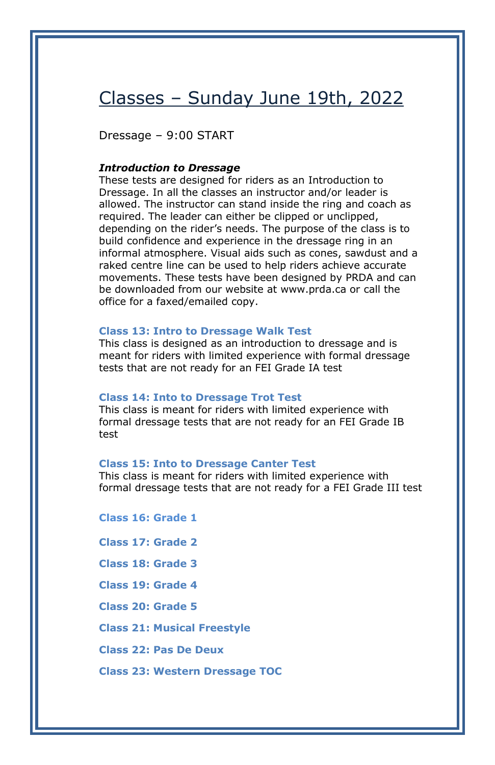# Classes – Sunday June 19th, 2022

Dressage – 9:00 START

***Introduction to Dressage***

These tests are designed for riders as an Introduction to Dressage. In all the classes an instructor and/or leader is allowed. The instructor can stand inside the ring and coach as required. The leader can either be clipped or unclipped, depending on the rider's needs. The purpose of the class is to build confidence and experience in the dressage ring in an informal atmosphere. Visual aids such as cones, sawdust and a raked centre line can be used to help riders achieve accurate movements. These tests have been designed by PRDA and can be downloaded from our website at www.prda.ca or call the office for a faxed/emailed copy.

### Class 13: Intro to Dressage Walk Test

This class is designed as an introduction to dressage and is meant for riders with limited experience with formal dressage tests that are not ready for an FEI Grade IA test

### Class 14: Into to Dressage Trot Test

This class is meant for riders with limited experience with formal dressage tests that are not ready for an FEI Grade IB test

### Class 15: Into to Dressage Canter Test

This class is meant for riders with limited experience with formal dressage tests that are not ready for a FEI Grade III test

### Class 16: Grade 1

### Class 17: Grade 2

### Class 18: Grade 3

### Class 19: Grade 4

### Class 20: Grade 5

### Class 21: Musical Freestyle

### Class 22: Pas De Deux

### Class 23: Western Dressage TOC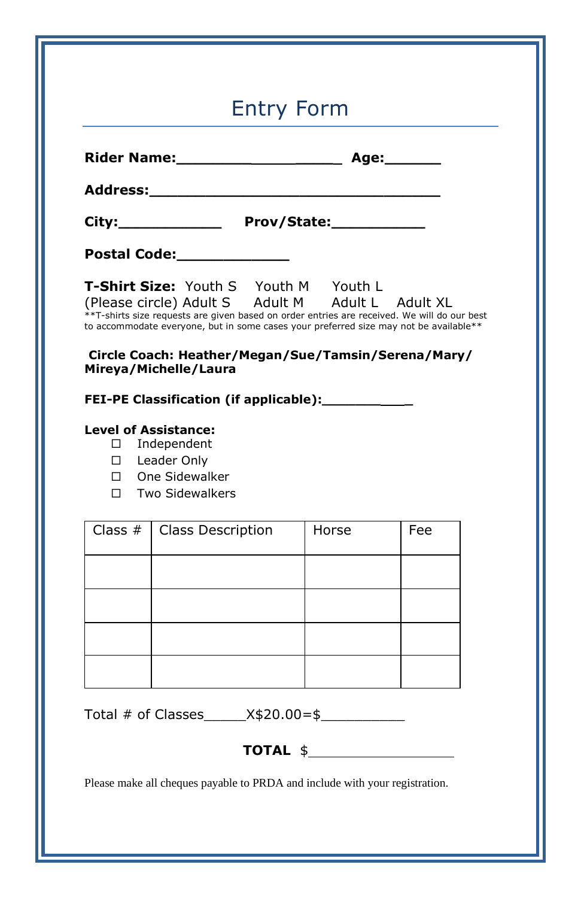# Entry Form

**Rider Name:**___________________ **Age:**______

**Address:**__________________________________

**City:**____________ **Prov/State:**___________

**Postal Code:**_____________

**T-Shirt Size:** Youth S Youth M Youth L
(Please circle) Adult S Adult M Adult L Adult XL
**T-shirts size requests are given based on order entries are received. We will do our best to accommodate everyone, but in some cases your preferred size may not be available**

**Circle Coach: Heather/Megan/Sue/Tamsin/Serena/Mary/ Mireya/Michelle/Laura**

**FEI-PE Classification (if applicable):**___________

**Level of Assistance:**

- ☐ Independent
- ☐ Leader Only
- ☐ One Sidewalker
- ☐ Two Sidewalkers

| Class # | Class Description | Horse | Fee |
|---|---|---|---|
| | | | |
| | | | |
| | | | |
| | | | |

Total # of Classes_____X$20.00=$__________

**TOTAL** $___________________

Please make all cheques payable to PRDA and include with your registration.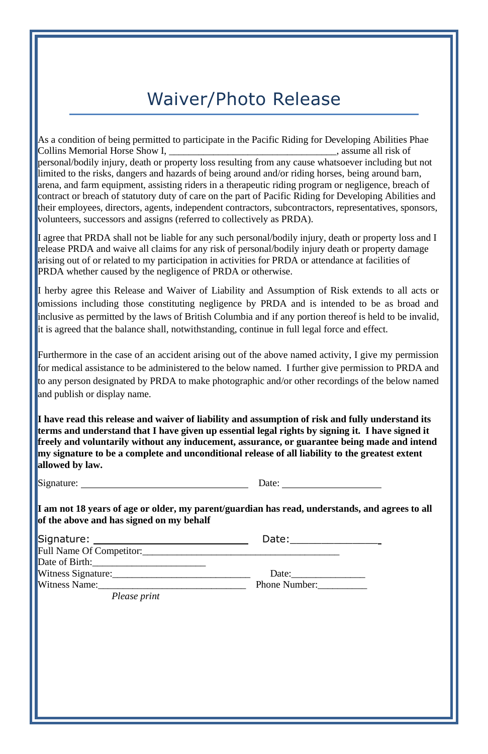# Waiver/Photo Release

As a condition of being permitted to participate in the Pacific Riding for Developing Abilities Phae Collins Memorial Horse Show I, _________________________________, assume all risk of personal/bodily injury, death or property loss resulting from any cause whatsoever including but not limited to the risks, dangers and hazards of being around and/or riding horses, being around barn, arena, and farm equipment, assisting riders in a therapeutic riding program or negligence, breach of contract or breach of statutory duty of care on the part of Pacific Riding for Developing Abilities and their employees, directors, agents, independent contractors, subcontractors, representatives, sponsors, volunteers, successors and assigns (referred to collectively as PRDA).

I agree that PRDA shall not be liable for any such personal/bodily injury, death or property loss and I release PRDA and waive all claims for any risk of personal/bodily injury death or property damage arising out of or related to my participation in activities for PRDA or attendance at facilities of PRDA whether caused by the negligence of PRDA or otherwise.

I herby agree this Release and Waiver of Liability and Assumption of Risk extends to all acts or omissions including those constituting negligence by PRDA and is intended to be as broad and inclusive as permitted by the laws of British Columbia and if any portion thereof is held to be invalid, it is agreed that the balance shall, notwithstanding, continue in full legal force and effect.

Furthermore in the case of an accident arising out of the above named activity, I give my permission for medical assistance to be administered to the below named. I further give permission to PRDA and to any person designated by PRDA to make photographic and/or other recordings of the below named and publish or display name.

**I have read this release and waiver of liability and assumption of risk and fully understand its terms and understand that I have given up essential legal rights by signing it. I have signed it freely and voluntarily without any inducement, assurance, or guarantee being made and intend my signature to be a complete and unconditional release of all liability to the greatest extent allowed by law.**

Signature: _________________________________ Date: ____________________

**I am not 18 years of age or older, my parent/guardian has read, understands, and agrees to all of the above and has signed on my behalf**

Signature: ___________________________ Date:________________

Full Name Of Competitor:_______________________________________

Date of Birth:______________________

Witness Signature:____________________________ Date:_______________

Witness Name:______________________________ Phone Number:__________

*Please print*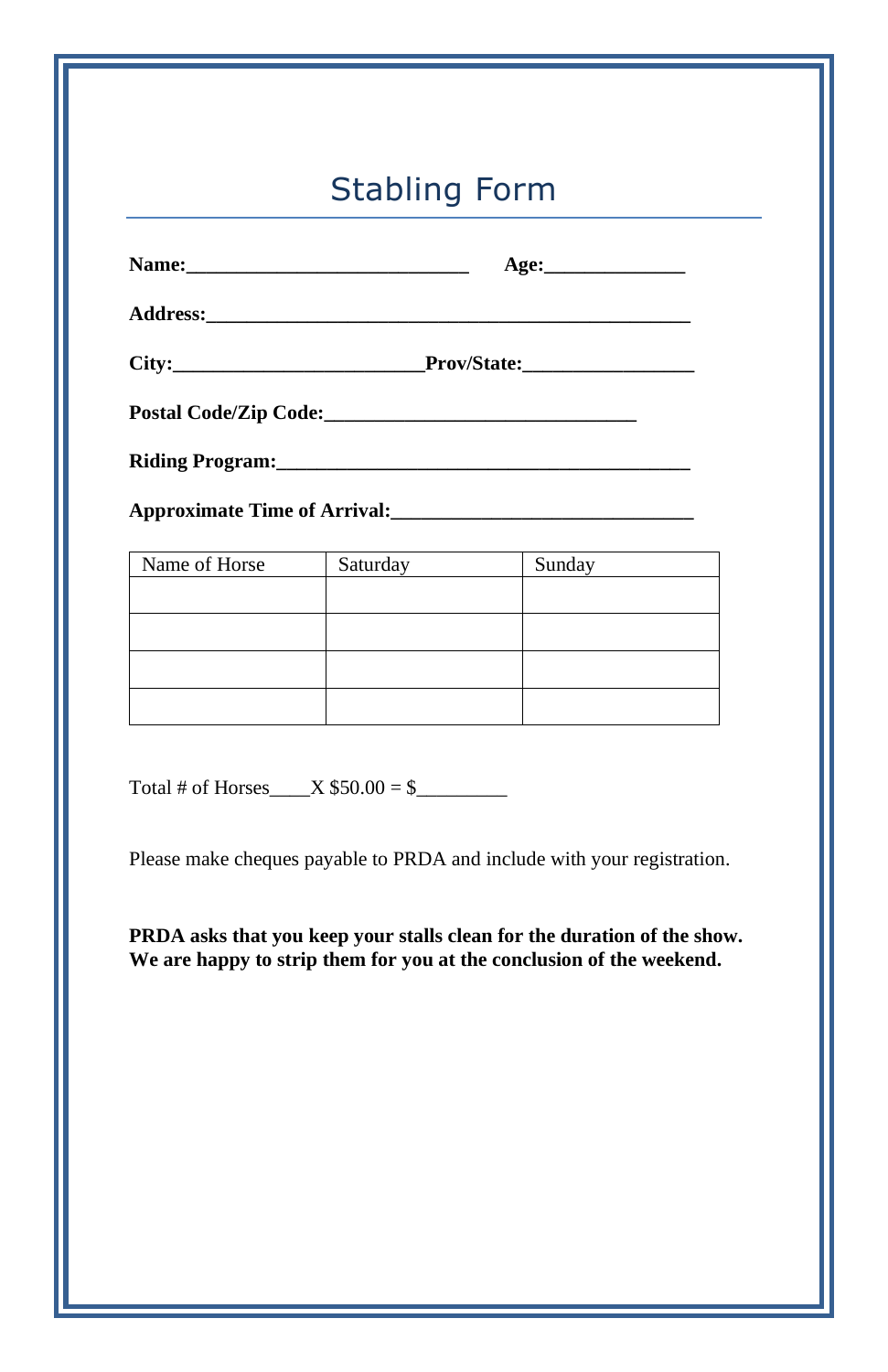# Stabling Form

**Name:____________________________** **Age:______________**

**Address:_________________________________________________**

**City:_________________________Prov/State:_________________**

**Postal Code/Zip Code:_______________________________**

**Riding Program:__________________________________________**

**Approximate Time of Arrival:______________________________**

| Name of Horse | Saturday | Sunday |
|---|---|---|
| | | |
| | | |
| | | |
| | | |

Total # of Horses____X $50.00 = $_________

Please make cheques payable to PRDA and include with your registration.

**PRDA asks that you keep your stalls clean for the duration of the show. We are happy to strip them for you at the conclusion of the weekend.**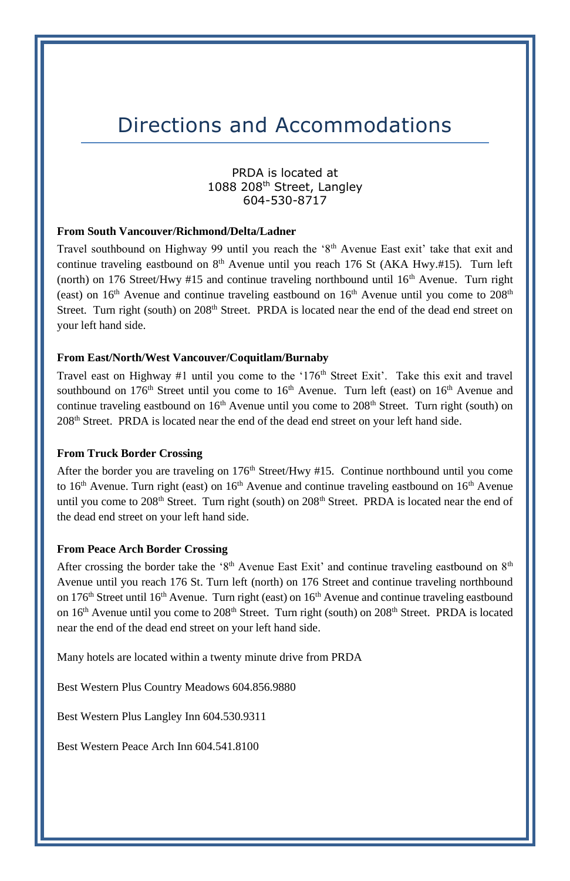# Directions and Accommodations

PRDA is located at
1088 208th Street, Langley
604-530-8717

**From South Vancouver/Richmond/Delta/Ladner**

Travel southbound on Highway 99 until you reach the '8th Avenue East exit' take that exit and continue traveling eastbound on 8th Avenue until you reach 176 St (AKA Hwy.#15). Turn left (north) on 176 Street/Hwy #15 and continue traveling northbound until 16th Avenue. Turn right (east) on 16th Avenue and continue traveling eastbound on 16th Avenue until you come to 208th Street. Turn right (south) on 208th Street. PRDA is located near the end of the dead end street on your left hand side.

**From East/North/West Vancouver/Coquitlam/Burnaby**

Travel east on Highway #1 until you come to the '176th Street Exit'. Take this exit and travel southbound on 176th Street until you come to 16th Avenue. Turn left (east) on 16th Avenue and continue traveling eastbound on 16th Avenue until you come to 208th Street. Turn right (south) on 208th Street. PRDA is located near the end of the dead end street on your left hand side.

**From Truck Border Crossing**

After the border you are traveling on 176th Street/Hwy #15. Continue northbound until you come to 16th Avenue. Turn right (east) on 16th Avenue and continue traveling eastbound on 16th Avenue until you come to 208th Street. Turn right (south) on 208th Street. PRDA is located near the end of the dead end street on your left hand side.

**From Peace Arch Border Crossing**

After crossing the border take the '8th Avenue East Exit' and continue traveling eastbound on 8th Avenue until you reach 176 St. Turn left (north) on 176 Street and continue traveling northbound on 176th Street until 16th Avenue. Turn right (east) on 16th Avenue and continue traveling eastbound on 16th Avenue until you come to 208th Street. Turn right (south) on 208th Street. PRDA is located near the end of the dead end street on your left hand side.

Many hotels are located within a twenty minute drive from PRDA

Best Western Plus Country Meadows 604.856.9880

Best Western Plus Langley Inn 604.530.9311

Best Western Peace Arch Inn 604.541.8100